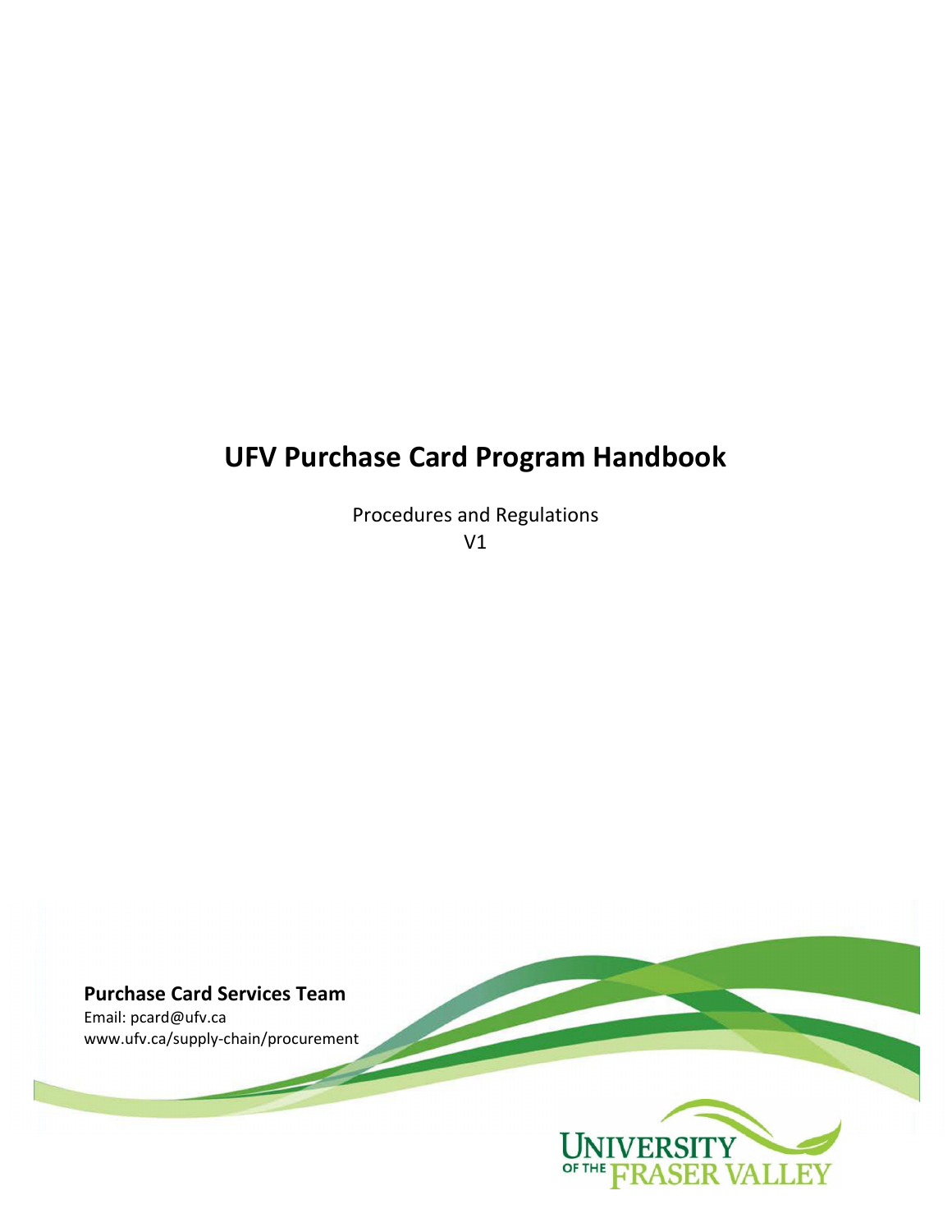# UFV Purchase Card Program Handbook

Procedures and Regulations

V1

**Purchase Card Services Team**

Email: pcard@ufv.ca

www.ufv.ca/supply-chain/procurement

UNIVERSITY OF THE FRASER VALLEY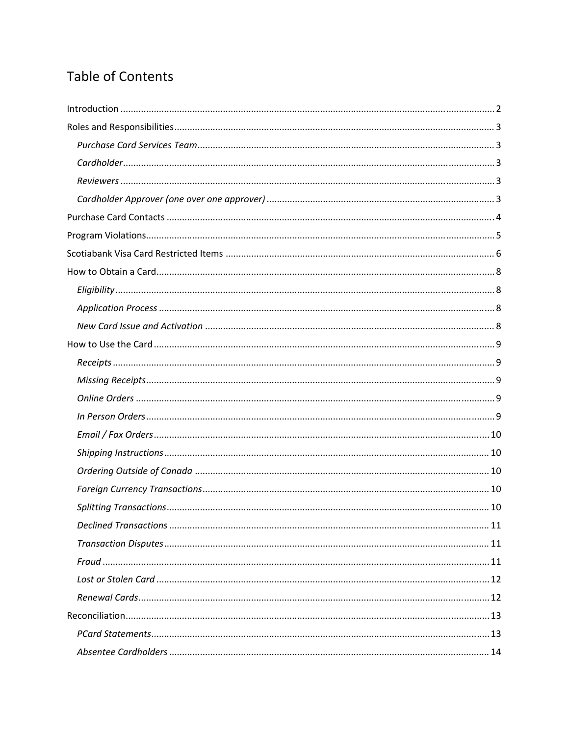# Table of Contents

Introduction ........ 2

Roles and Responsibilities ........ 3

- *Purchase Card Services Team* ........ 3
- *Cardholder* ........ 3
- *Reviewers* ........ 3
- *Cardholder Approver (one over one approver)* ........ 3

Purchase Card Contacts ........ 4

Program Violations ........ 5

Scotiabank Visa Card Restricted Items ........ 6

How to Obtain a Card ........ 8

- *Eligibility* ........ 8
- *Application Process* ........ 8
- *New Card Issue and Activation* ........ 8

How to Use the Card ........ 9

- *Receipts* ........ 9
- *Missing Receipts* ........ 9
- *Online Orders* ........ 9
- *In Person Orders* ........ 9
- *Email / Fax Orders* ........ 10
- *Shipping Instructions* ........ 10
- *Ordering Outside of Canada* ........ 10
- *Foreign Currency Transactions* ........ 10
- *Splitting Transactions* ........ 10
- *Declined Transactions* ........ 11
- *Transaction Disputes* ........ 11
- *Fraud* ........ 11
- *Lost or Stolen Card* ........ 12
- *Renewal Cards* ........ 12

Reconciliation ........ 13

- *PCard Statements* ........ 13
- *Absentee Cardholders* ........ 14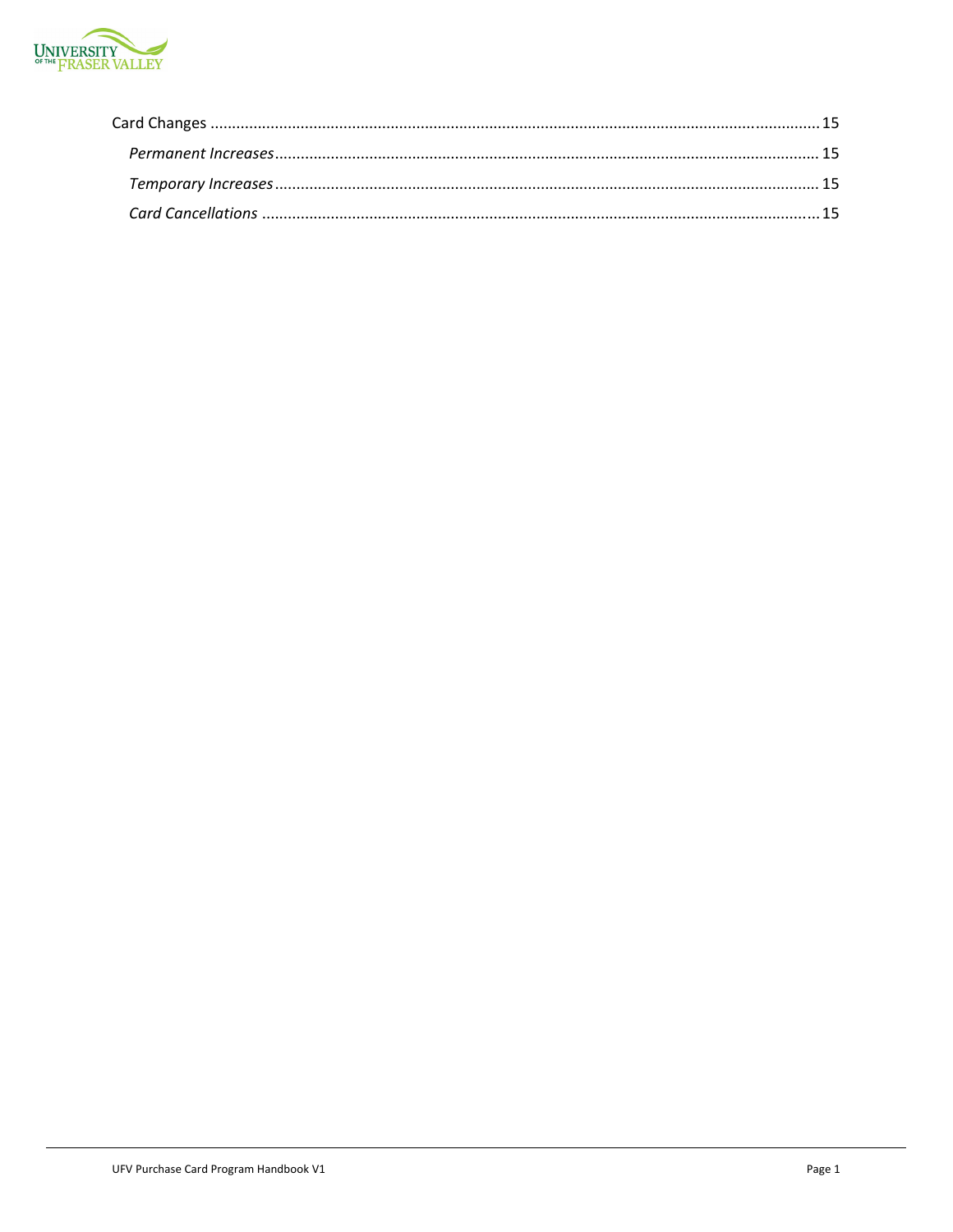Card Changes ............................................................................................................................................ 15

*Permanent Increases* ............................................................................................................................ 15

*Temporary Increases* ............................................................................................................................ 15

*Card Cancellations* ............................................................................................................................... 15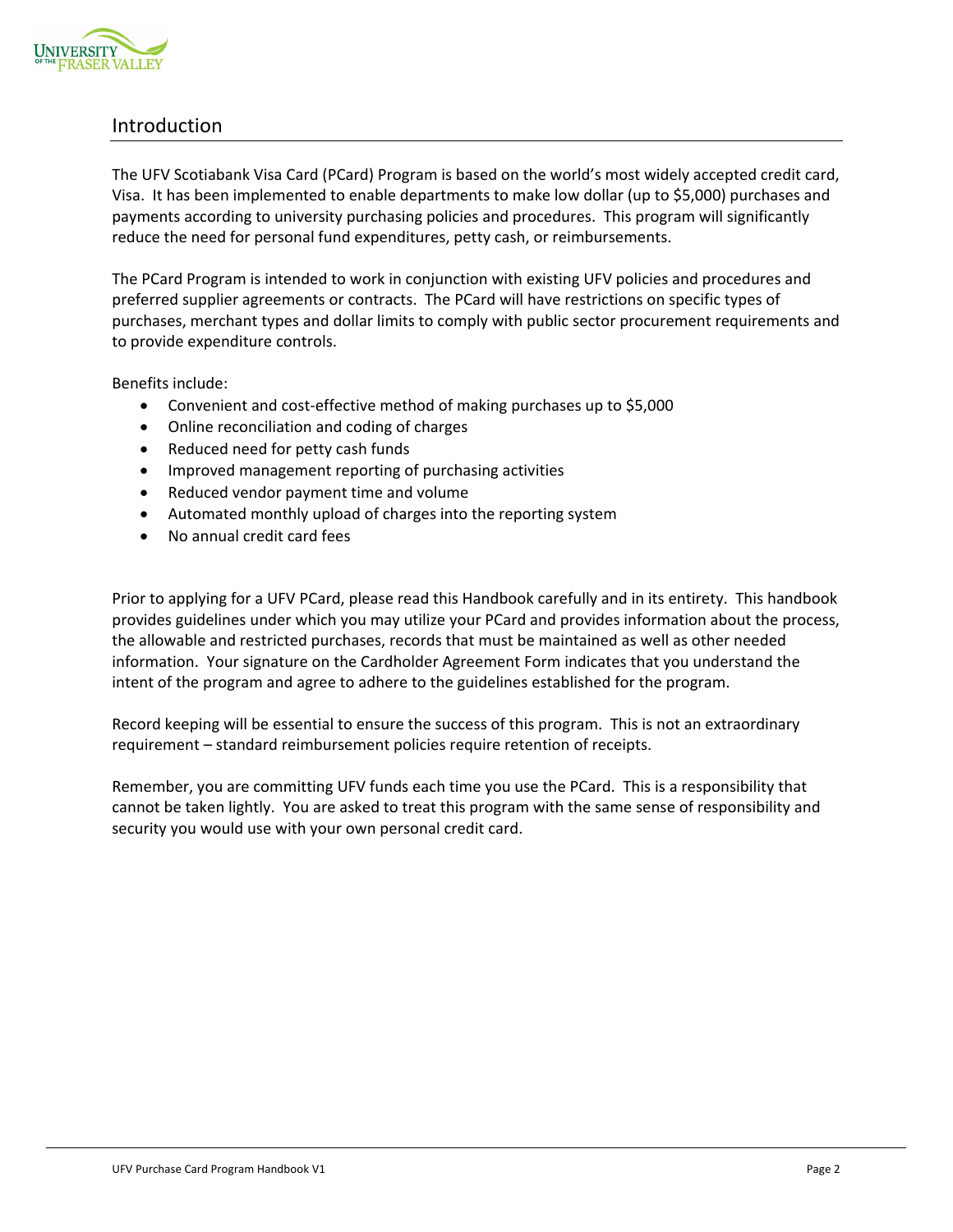## Introduction

The UFV Scotiabank Visa Card (PCard) Program is based on the world's most widely accepted credit card, Visa. It has been implemented to enable departments to make low dollar (up to $5,000) purchases and payments according to university purchasing policies and procedures. This program will significantly reduce the need for personal fund expenditures, petty cash, or reimbursements.

The PCard Program is intended to work in conjunction with existing UFV policies and procedures and preferred supplier agreements or contracts. The PCard will have restrictions on specific types of purchases, merchant types and dollar limits to comply with public sector procurement requirements and to provide expenditure controls.

Benefits include:

- Convenient and cost-effective method of making purchases up to $5,000
- Online reconciliation and coding of charges
- Reduced need for petty cash funds
- Improved management reporting of purchasing activities
- Reduced vendor payment time and volume
- Automated monthly upload of charges into the reporting system
- No annual credit card fees

Prior to applying for a UFV PCard, please read this Handbook carefully and in its entirety. This handbook provides guidelines under which you may utilize your PCard and provides information about the process, the allowable and restricted purchases, records that must be maintained as well as other needed information. Your signature on the Cardholder Agreement Form indicates that you understand the intent of the program and agree to adhere to the guidelines established for the program.

Record keeping will be essential to ensure the success of this program. This is not an extraordinary requirement – standard reimbursement policies require retention of receipts.

Remember, you are committing UFV funds each time you use the PCard. This is a responsibility that cannot be taken lightly. You are asked to treat this program with the same sense of responsibility and security you would use with your own personal credit card.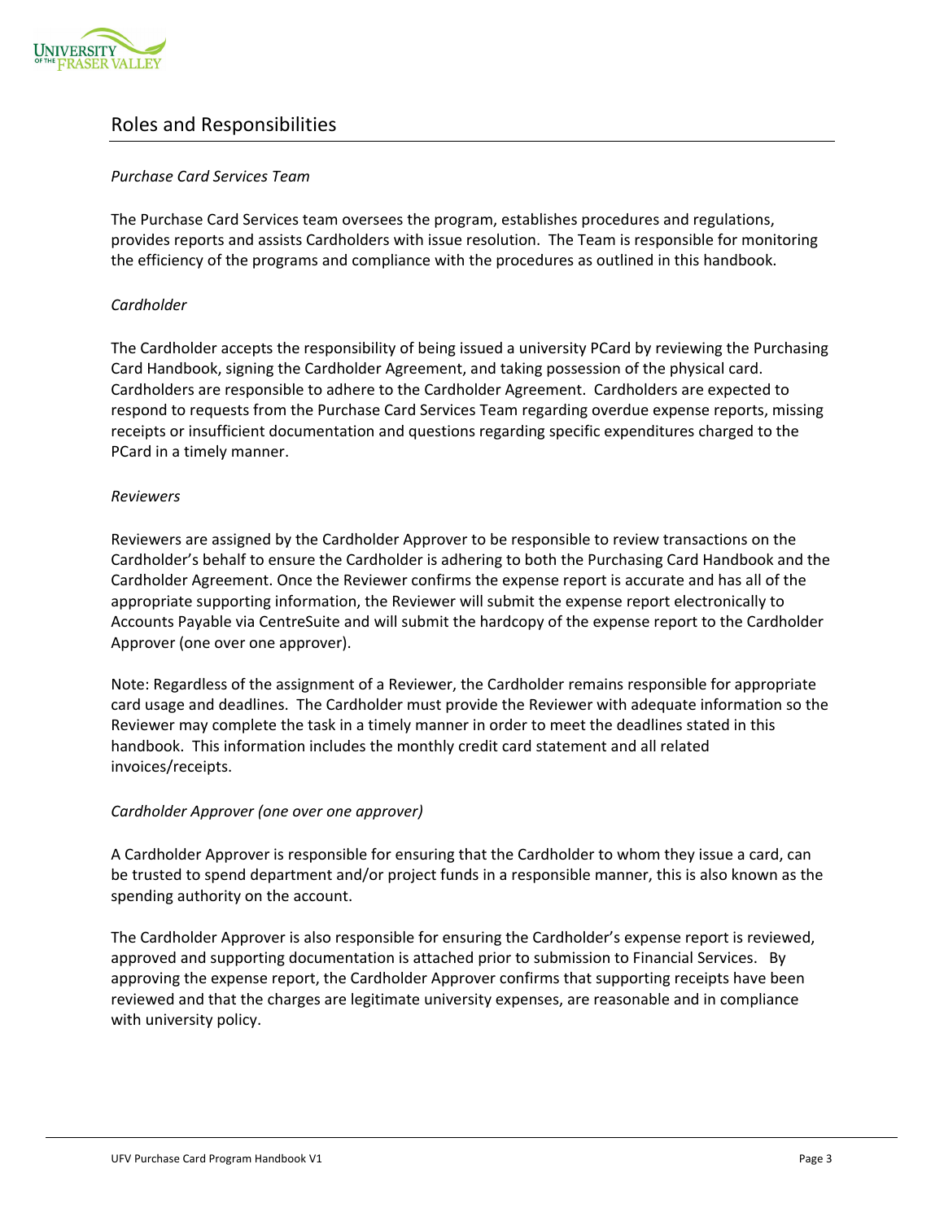## Roles and Responsibilities

*Purchase Card Services Team*

The Purchase Card Services team oversees the program, establishes procedures and regulations, provides reports and assists Cardholders with issue resolution. The Team is responsible for monitoring the efficiency of the programs and compliance with the procedures as outlined in this handbook.

*Cardholder*

The Cardholder accepts the responsibility of being issued a university PCard by reviewing the Purchasing Card Handbook, signing the Cardholder Agreement, and taking possession of the physical card. Cardholders are responsible to adhere to the Cardholder Agreement. Cardholders are expected to respond to requests from the Purchase Card Services Team regarding overdue expense reports, missing receipts or insufficient documentation and questions regarding specific expenditures charged to the PCard in a timely manner.

*Reviewers*

Reviewers are assigned by the Cardholder Approver to be responsible to review transactions on the Cardholder's behalf to ensure the Cardholder is adhering to both the Purchasing Card Handbook and the Cardholder Agreement. Once the Reviewer confirms the expense report is accurate and has all of the appropriate supporting information, the Reviewer will submit the expense report electronically to Accounts Payable via CentreSuite and will submit the hardcopy of the expense report to the Cardholder Approver (one over one approver).

Note: Regardless of the assignment of a Reviewer, the Cardholder remains responsible for appropriate card usage and deadlines. The Cardholder must provide the Reviewer with adequate information so the Reviewer may complete the task in a timely manner in order to meet the deadlines stated in this handbook. This information includes the monthly credit card statement and all related invoices/receipts.

*Cardholder Approver (one over one approver)*

A Cardholder Approver is responsible for ensuring that the Cardholder to whom they issue a card, can be trusted to spend department and/or project funds in a responsible manner, this is also known as the spending authority on the account.

The Cardholder Approver is also responsible for ensuring the Cardholder's expense report is reviewed, approved and supporting documentation is attached prior to submission to Financial Services. By approving the expense report, the Cardholder Approver confirms that supporting receipts have been reviewed and that the charges are legitimate university expenses, are reasonable and in compliance with university policy.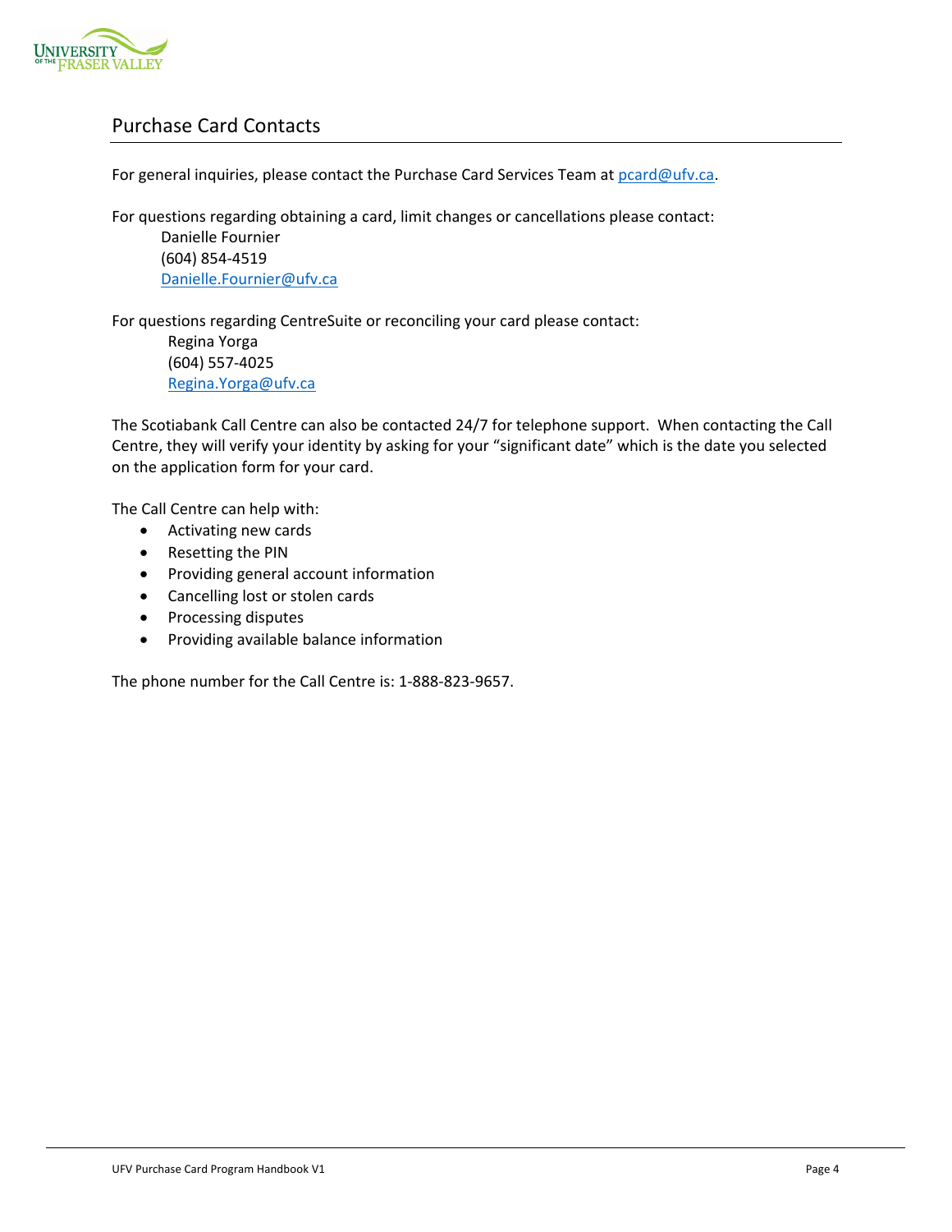## Purchase Card Contacts

For general inquiries, please contact the Purchase Card Services Team at pcard@ufv.ca.

For questions regarding obtaining a card, limit changes or cancellations please contact:

Danielle Fournier
(604) 854-4519
Danielle.Fournier@ufv.ca

For questions regarding CentreSuite or reconciling your card please contact:

Regina Yorga
(604) 557-4025
Regina.Yorga@ufv.ca

The Scotiabank Call Centre can also be contacted 24/7 for telephone support. When contacting the Call Centre, they will verify your identity by asking for your "significant date" which is the date you selected on the application form for your card.

The Call Centre can help with:

- Activating new cards
- Resetting the PIN
- Providing general account information
- Cancelling lost or stolen cards
- Processing disputes
- Providing available balance information

The phone number for the Call Centre is: 1-888-823-9657.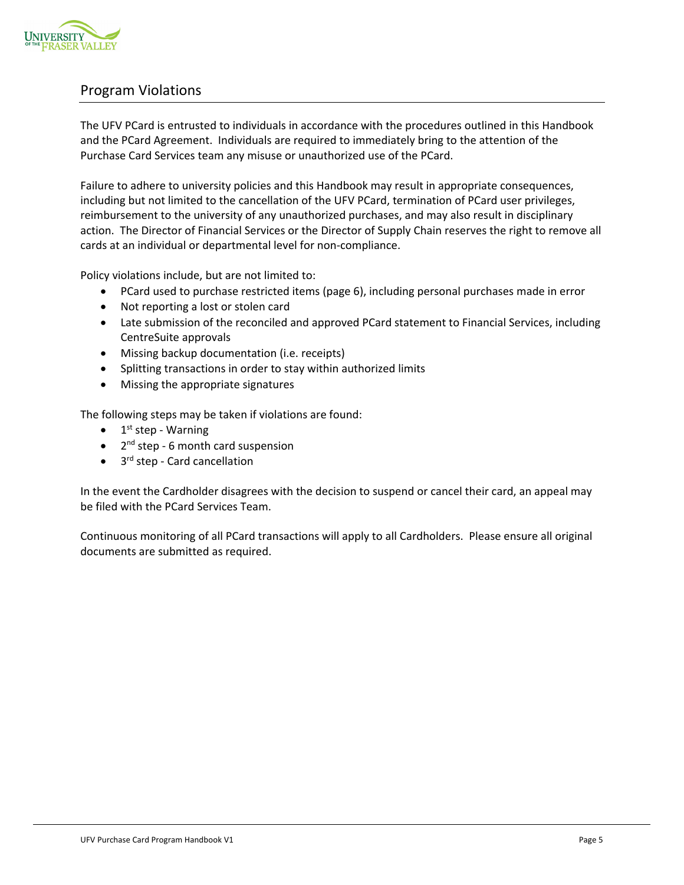## Program Violations

The UFV PCard is entrusted to individuals in accordance with the procedures outlined in this Handbook and the PCard Agreement. Individuals are required to immediately bring to the attention of the Purchase Card Services team any misuse or unauthorized use of the PCard.

Failure to adhere to university policies and this Handbook may result in appropriate consequences, including but not limited to the cancellation of the UFV PCard, termination of PCard user privileges, reimbursement to the university of any unauthorized purchases, and may also result in disciplinary action. The Director of Financial Services or the Director of Supply Chain reserves the right to remove all cards at an individual or departmental level for non-compliance.

Policy violations include, but are not limited to:

- PCard used to purchase restricted items (page 6), including personal purchases made in error
- Not reporting a lost or stolen card
- Late submission of the reconciled and approved PCard statement to Financial Services, including CentreSuite approvals
- Missing backup documentation (i.e. receipts)
- Splitting transactions in order to stay within authorized limits
- Missing the appropriate signatures

The following steps may be taken if violations are found:

- 1st step - Warning
- 2nd step - 6 month card suspension
- 3rd step - Card cancellation

In the event the Cardholder disagrees with the decision to suspend or cancel their card, an appeal may be filed with the PCard Services Team.

Continuous monitoring of all PCard transactions will apply to all Cardholders. Please ensure all original documents are submitted as required.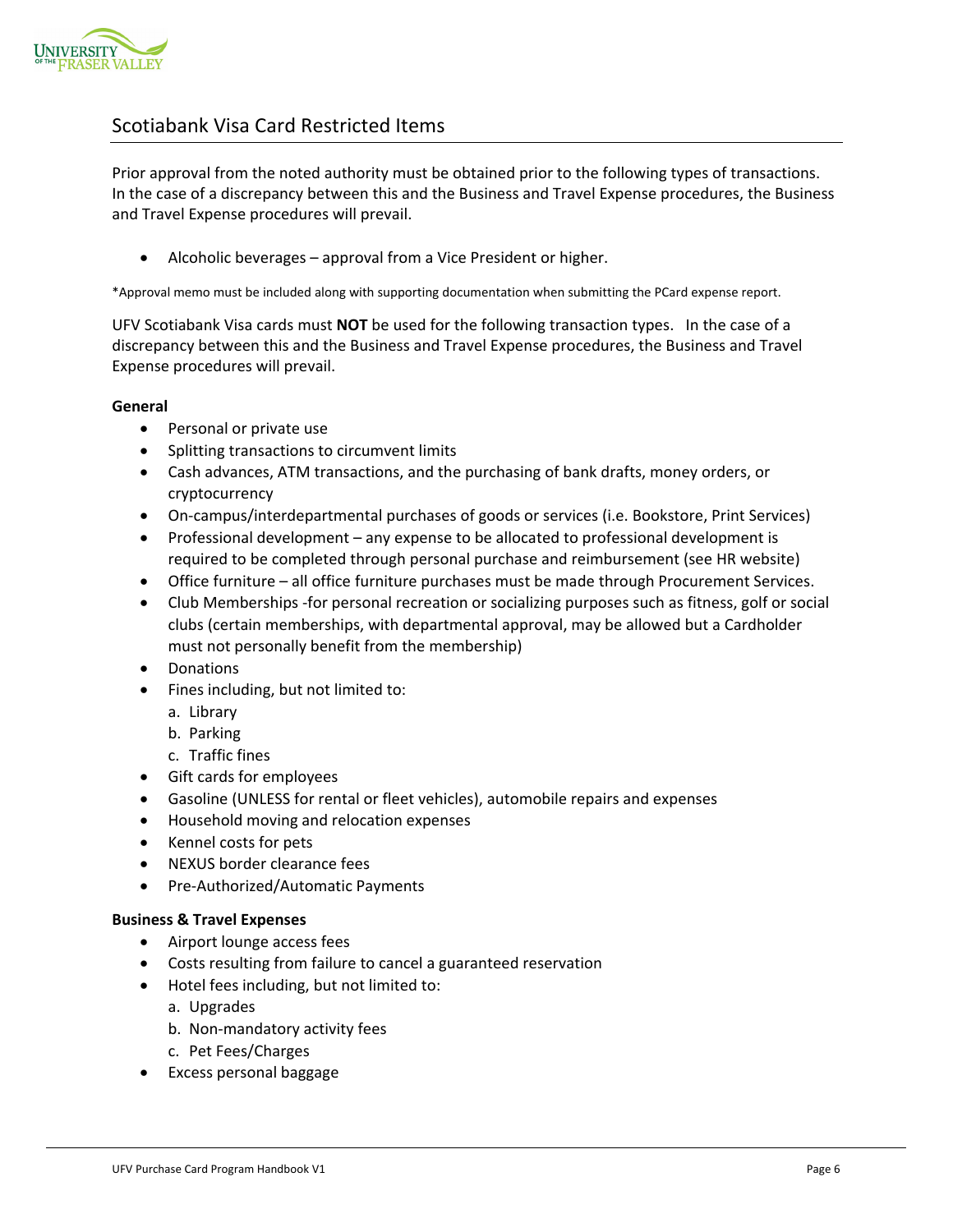## Scotiabank Visa Card Restricted Items

Prior approval from the noted authority must be obtained prior to the following types of transactions. In the case of a discrepancy between this and the Business and Travel Expense procedures, the Business and Travel Expense procedures will prevail.

- Alcoholic beverages – approval from a Vice President or higher.

*Approval memo must be included along with supporting documentation when submitting the PCard expense report.

UFV Scotiabank Visa cards must **NOT** be used for the following transaction types. In the case of a discrepancy between this and the Business and Travel Expense procedures, the Business and Travel Expense procedures will prevail.

**General**

- Personal or private use
- Splitting transactions to circumvent limits
- Cash advances, ATM transactions, and the purchasing of bank drafts, money orders, or cryptocurrency
- On-campus/interdepartmental purchases of goods or services (i.e. Bookstore, Print Services)
- Professional development – any expense to be allocated to professional development is required to be completed through personal purchase and reimbursement (see HR website)
- Office furniture – all office furniture purchases must be made through Procurement Services.
- Club Memberships -for personal recreation or socializing purposes such as fitness, golf or social clubs (certain memberships, with departmental approval, may be allowed but a Cardholder must not personally benefit from the membership)
- Donations
- Fines including, but not limited to:
  a. Library
  b. Parking
  c. Traffic fines
- Gift cards for employees
- Gasoline (UNLESS for rental or fleet vehicles), automobile repairs and expenses
- Household moving and relocation expenses
- Kennel costs for pets
- NEXUS border clearance fees
- Pre-Authorized/Automatic Payments

**Business & Travel Expenses**

- Airport lounge access fees
- Costs resulting from failure to cancel a guaranteed reservation
- Hotel fees including, but not limited to:
  a. Upgrades
  b. Non-mandatory activity fees
  c. Pet Fees/Charges
- Excess personal baggage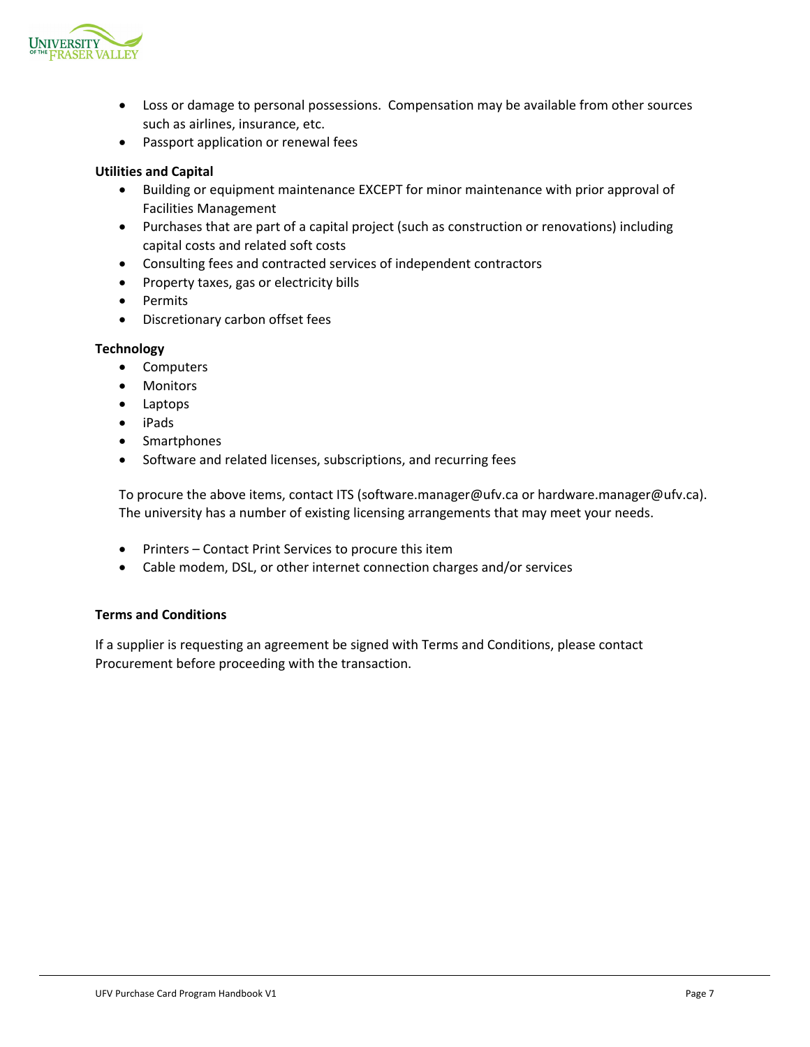- Loss or damage to personal possessions. Compensation may be available from other sources such as airlines, insurance, etc.
- Passport application or renewal fees

**Utilities and Capital**

- Building or equipment maintenance EXCEPT for minor maintenance with prior approval of Facilities Management
- Purchases that are part of a capital project (such as construction or renovations) including capital costs and related soft costs
- Consulting fees and contracted services of independent contractors
- Property taxes, gas or electricity bills
- Permits
- Discretionary carbon offset fees

**Technology**

- Computers
- Monitors
- Laptops
- iPads
- Smartphones
- Software and related licenses, subscriptions, and recurring fees

To procure the above items, contact ITS (software.manager@ufv.ca or hardware.manager@ufv.ca). The university has a number of existing licensing arrangements that may meet your needs.

- Printers – Contact Print Services to procure this item
- Cable modem, DSL, or other internet connection charges and/or services

**Terms and Conditions**

If a supplier is requesting an agreement be signed with Terms and Conditions, please contact Procurement before proceeding with the transaction.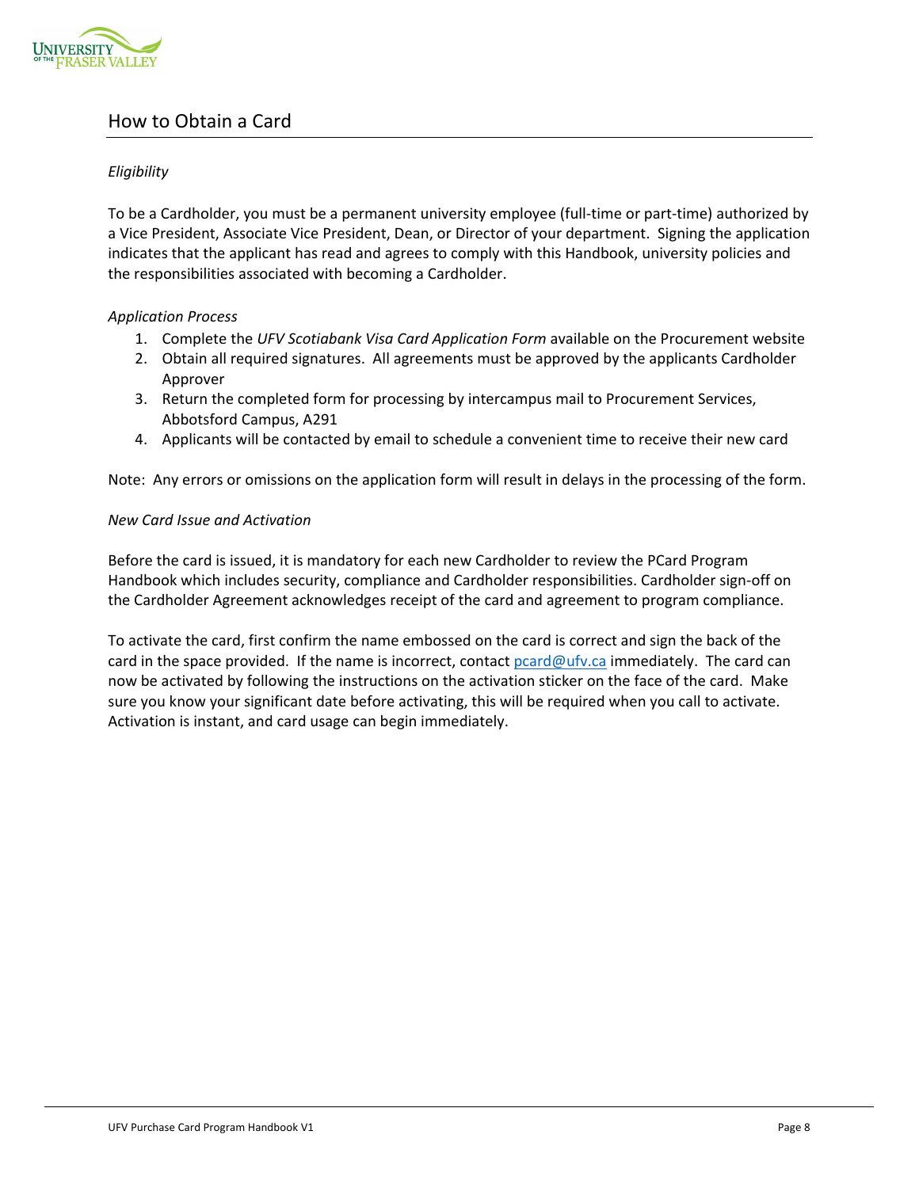## How to Obtain a Card

*Eligibility*

To be a Cardholder, you must be a permanent university employee (full-time or part-time) authorized by a Vice President, Associate Vice President, Dean, or Director of your department. Signing the application indicates that the applicant has read and agrees to comply with this Handbook, university policies and the responsibilities associated with becoming a Cardholder.

*Application Process*

1. Complete the *UFV Scotiabank Visa Card Application Form* available on the Procurement website
2. Obtain all required signatures. All agreements must be approved by the applicants Cardholder Approver
3. Return the completed form for processing by intercampus mail to Procurement Services, Abbotsford Campus, A291
4. Applicants will be contacted by email to schedule a convenient time to receive their new card

Note: Any errors or omissions on the application form will result in delays in the processing of the form.

*New Card Issue and Activation*

Before the card is issued, it is mandatory for each new Cardholder to review the PCard Program Handbook which includes security, compliance and Cardholder responsibilities. Cardholder sign-off on the Cardholder Agreement acknowledges receipt of the card and agreement to program compliance.

To activate the card, first confirm the name embossed on the card is correct and sign the back of the card in the space provided. If the name is incorrect, contact pcard@ufv.ca immediately. The card can now be activated by following the instructions on the activation sticker on the face of the card. Make sure you know your significant date before activating, this will be required when you call to activate. Activation is instant, and card usage can begin immediately.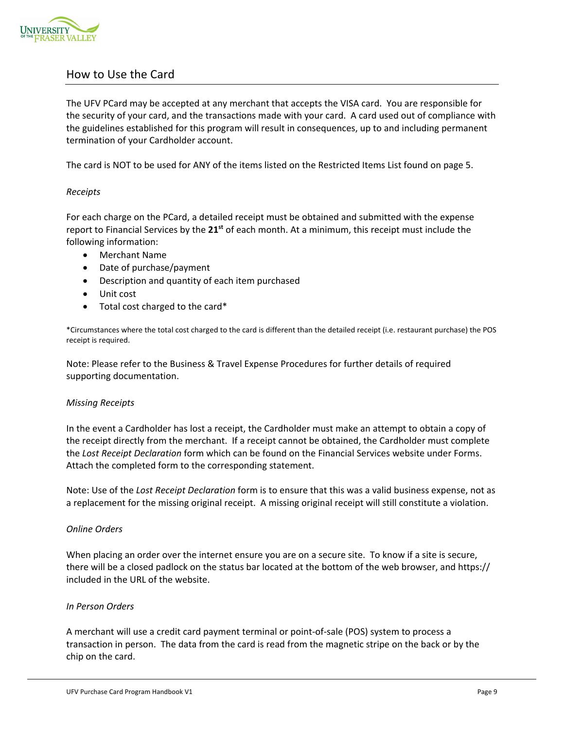## How to Use the Card

The UFV PCard may be accepted at any merchant that accepts the VISA card. You are responsible for the security of your card, and the transactions made with your card. A card used out of compliance with the guidelines established for this program will result in consequences, up to and including permanent termination of your Cardholder account.

The card is NOT to be used for ANY of the items listed on the Restricted Items List found on page 5.

*Receipts*

For each charge on the PCard, a detailed receipt must be obtained and submitted with the expense report to Financial Services by the **21st** of each month. At a minimum, this receipt must include the following information:

- Merchant Name
- Date of purchase/payment
- Description and quantity of each item purchased
- Unit cost
- Total cost charged to the card*

*Circumstances where the total cost charged to the card is different than the detailed receipt (i.e. restaurant purchase) the POS receipt is required.

Note: Please refer to the Business & Travel Expense Procedures for further details of required supporting documentation.

*Missing Receipts*

In the event a Cardholder has lost a receipt, the Cardholder must make an attempt to obtain a copy of the receipt directly from the merchant. If a receipt cannot be obtained, the Cardholder must complete the *Lost Receipt Declaration* form which can be found on the Financial Services website under Forms. Attach the completed form to the corresponding statement.

Note: Use of the *Lost Receipt Declaration* form is to ensure that this was a valid business expense, not as a replacement for the missing original receipt. A missing original receipt will still constitute a violation.

*Online Orders*

When placing an order over the internet ensure you are on a secure site. To know if a site is secure, there will be a closed padlock on the status bar located at the bottom of the web browser, and https:// included in the URL of the website.

*In Person Orders*

A merchant will use a credit card payment terminal or point-of-sale (POS) system to process a transaction in person. The data from the card is read from the magnetic stripe on the back or by the chip on the card.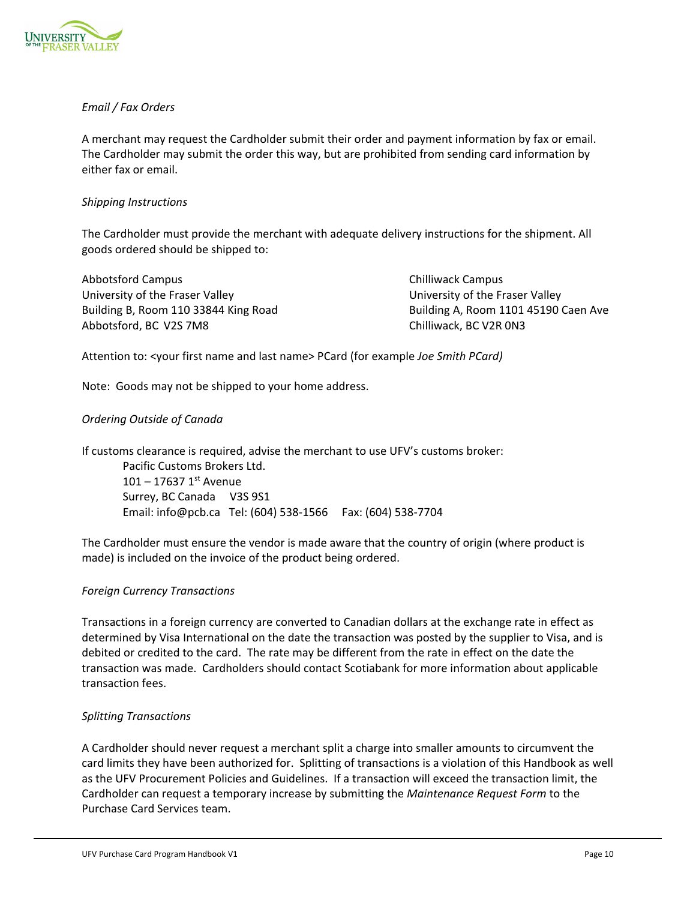*Email / Fax Orders*

A merchant may request the Cardholder submit their order and payment information by fax or email. The Cardholder may submit the order this way, but are prohibited from sending card information by either fax or email.

*Shipping Instructions*

The Cardholder must provide the merchant with adequate delivery instructions for the shipment. All goods ordered should be shipped to:

Abbotsford Campus
University of the Fraser Valley
Building B, Room 110 33844 King Road
Abbotsford, BC V2S 7M8

Chilliwack Campus
University of the Fraser Valley
Building A, Room 1101 45190 Caen Ave
Chilliwack, BC V2R 0N3

Attention to: <your first name and last name> PCard (for example *Joe Smith PCard)*

Note: Goods may not be shipped to your home address.

*Ordering Outside of Canada*

If customs clearance is required, advise the merchant to use UFV's customs broker:

> Pacific Customs Brokers Ltd.
> 101 – 17637 1st Avenue
> Surrey, BC Canada V3S 9S1
> Email: info@pcb.ca Tel: (604) 538-1566 Fax: (604) 538-7704

The Cardholder must ensure the vendor is made aware that the country of origin (where product is made) is included on the invoice of the product being ordered.

*Foreign Currency Transactions*

Transactions in a foreign currency are converted to Canadian dollars at the exchange rate in effect as determined by Visa International on the date the transaction was posted by the supplier to Visa, and is debited or credited to the card. The rate may be different from the rate in effect on the date the transaction was made. Cardholders should contact Scotiabank for more information about applicable transaction fees.

*Splitting Transactions*

A Cardholder should never request a merchant split a charge into smaller amounts to circumvent the card limits they have been authorized for. Splitting of transactions is a violation of this Handbook as well as the UFV Procurement Policies and Guidelines. If a transaction will exceed the transaction limit, the Cardholder can request a temporary increase by submitting the *Maintenance Request Form* to the Purchase Card Services team.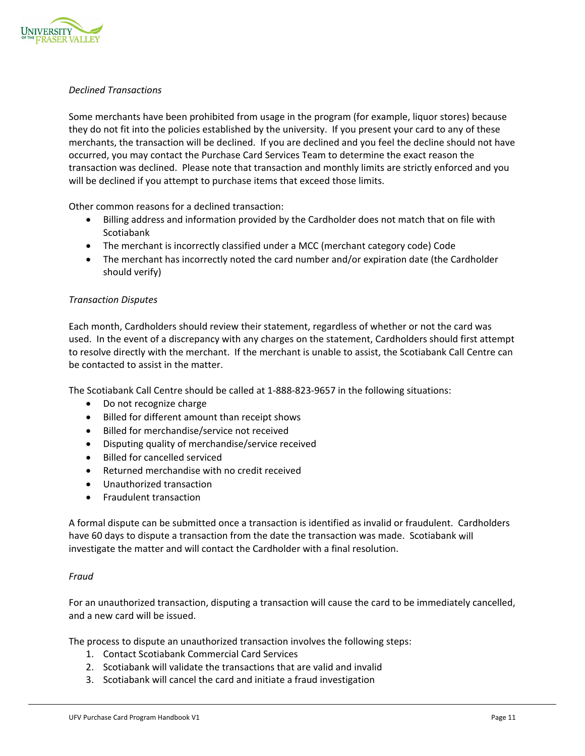*Declined Transactions*

Some merchants have been prohibited from usage in the program (for example, liquor stores) because they do not fit into the policies established by the university. If you present your card to any of these merchants, the transaction will be declined. If you are declined and you feel the decline should not have occurred, you may contact the Purchase Card Services Team to determine the exact reason the transaction was declined. Please note that transaction and monthly limits are strictly enforced and you will be declined if you attempt to purchase items that exceed those limits.

Other common reasons for a declined transaction:

- Billing address and information provided by the Cardholder does not match that on file with Scotiabank
- The merchant is incorrectly classified under a MCC (merchant category code) Code
- The merchant has incorrectly noted the card number and/or expiration date (the Cardholder should verify)

*Transaction Disputes*

Each month, Cardholders should review their statement, regardless of whether or not the card was used. In the event of a discrepancy with any charges on the statement, Cardholders should first attempt to resolve directly with the merchant. If the merchant is unable to assist, the Scotiabank Call Centre can be contacted to assist in the matter.

The Scotiabank Call Centre should be called at 1-888-823-9657 in the following situations:

- Do not recognize charge
- Billed for different amount than receipt shows
- Billed for merchandise/service not received
- Disputing quality of merchandise/service received
- Billed for cancelled serviced
- Returned merchandise with no credit received
- Unauthorized transaction
- Fraudulent transaction

A formal dispute can be submitted once a transaction is identified as invalid or fraudulent. Cardholders have 60 days to dispute a transaction from the date the transaction was made. Scotiabank will investigate the matter and will contact the Cardholder with a final resolution.

*Fraud*

For an unauthorized transaction, disputing a transaction will cause the card to be immediately cancelled, and a new card will be issued.

The process to dispute an unauthorized transaction involves the following steps:

1. Contact Scotiabank Commercial Card Services
2. Scotiabank will validate the transactions that are valid and invalid
3. Scotiabank will cancel the card and initiate a fraud investigation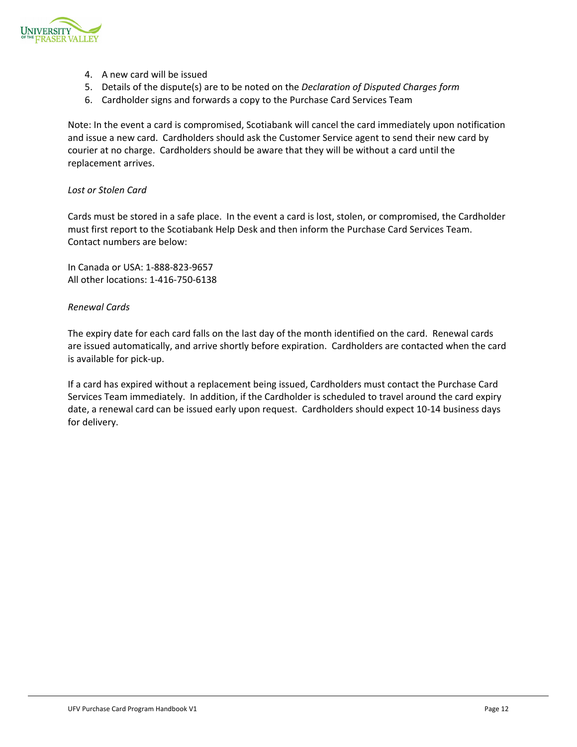4. A new card will be issued
5. Details of the dispute(s) are to be noted on the *Declaration of Disputed Charges form*
6. Cardholder signs and forwards a copy to the Purchase Card Services Team

Note: In the event a card is compromised, Scotiabank will cancel the card immediately upon notification and issue a new card. Cardholders should ask the Customer Service agent to send their new card by courier at no charge. Cardholders should be aware that they will be without a card until the replacement arrives.

*Lost or Stolen Card*

Cards must be stored in a safe place. In the event a card is lost, stolen, or compromised, the Cardholder must first report to the Scotiabank Help Desk and then inform the Purchase Card Services Team. Contact numbers are below:

In Canada or USA: 1-888-823-9657
All other locations: 1-416-750-6138

*Renewal Cards*

The expiry date for each card falls on the last day of the month identified on the card. Renewal cards are issued automatically, and arrive shortly before expiration. Cardholders are contacted when the card is available for pick-up.

If a card has expired without a replacement being issued, Cardholders must contact the Purchase Card Services Team immediately. In addition, if the Cardholder is scheduled to travel around the card expiry date, a renewal card can be issued early upon request. Cardholders should expect 10-14 business days for delivery.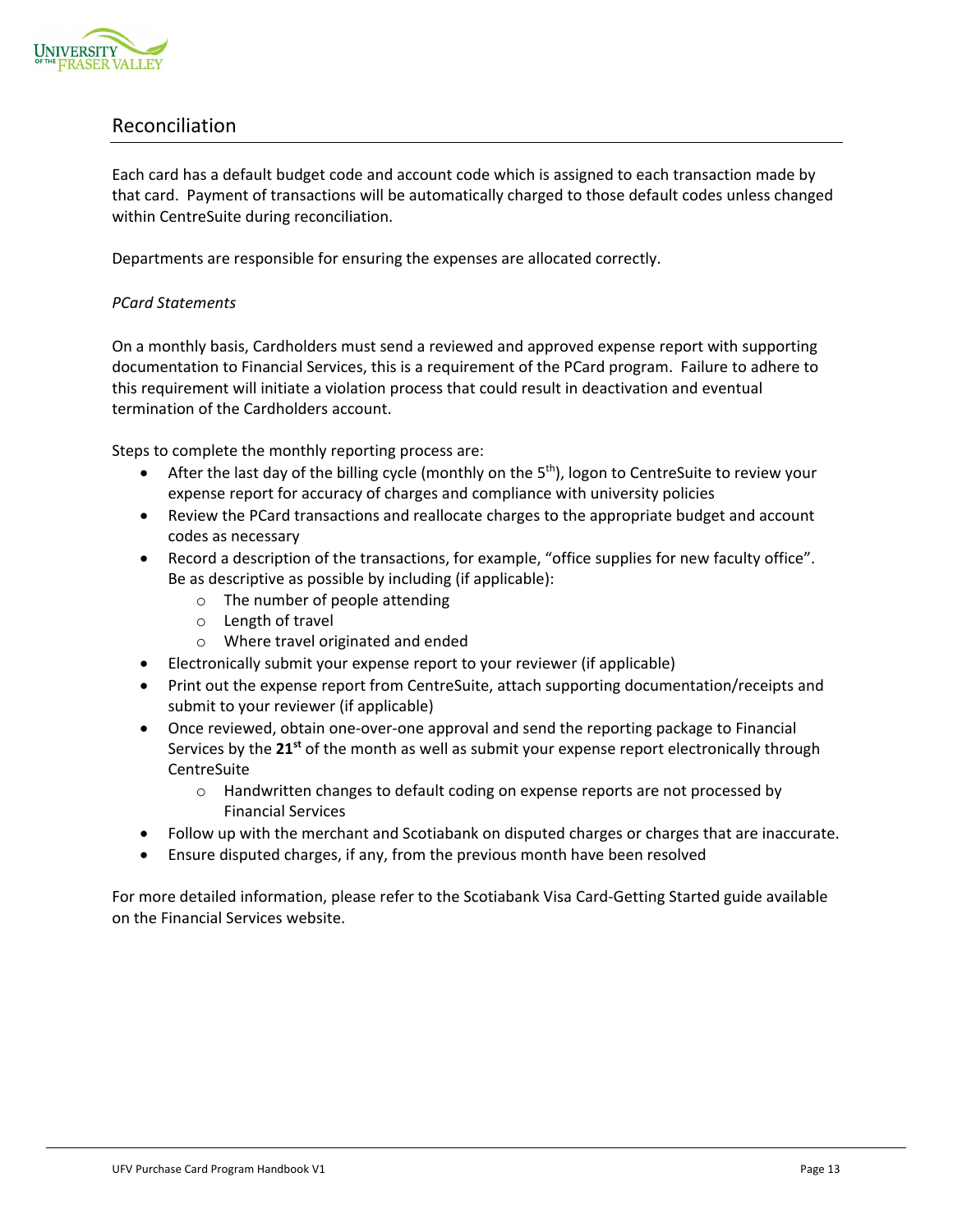## Reconciliation

Each card has a default budget code and account code which is assigned to each transaction made by that card. Payment of transactions will be automatically charged to those default codes unless changed within CentreSuite during reconciliation.

Departments are responsible for ensuring the expenses are allocated correctly.

*PCard Statements*

On a monthly basis, Cardholders must send a reviewed and approved expense report with supporting documentation to Financial Services, this is a requirement of the PCard program. Failure to adhere to this requirement will initiate a violation process that could result in deactivation and eventual termination of the Cardholders account.

Steps to complete the monthly reporting process are:

- After the last day of the billing cycle (monthly on the 5th), logon to CentreSuite to review your expense report for accuracy of charges and compliance with university policies
- Review the PCard transactions and reallocate charges to the appropriate budget and account codes as necessary
- Record a description of the transactions, for example, "office supplies for new faculty office". Be as descriptive as possible by including (if applicable):
    - The number of people attending
    - Length of travel
    - Where travel originated and ended
- Electronically submit your expense report to your reviewer (if applicable)
- Print out the expense report from CentreSuite, attach supporting documentation/receipts and submit to your reviewer (if applicable)
- Once reviewed, obtain one-over-one approval and send the reporting package to Financial Services by the **21st** of the month as well as submit your expense report electronically through CentreSuite
    - Handwritten changes to default coding on expense reports are not processed by Financial Services
- Follow up with the merchant and Scotiabank on disputed charges or charges that are inaccurate.
- Ensure disputed charges, if any, from the previous month have been resolved

For more detailed information, please refer to the Scotiabank Visa Card-Getting Started guide available on the Financial Services website.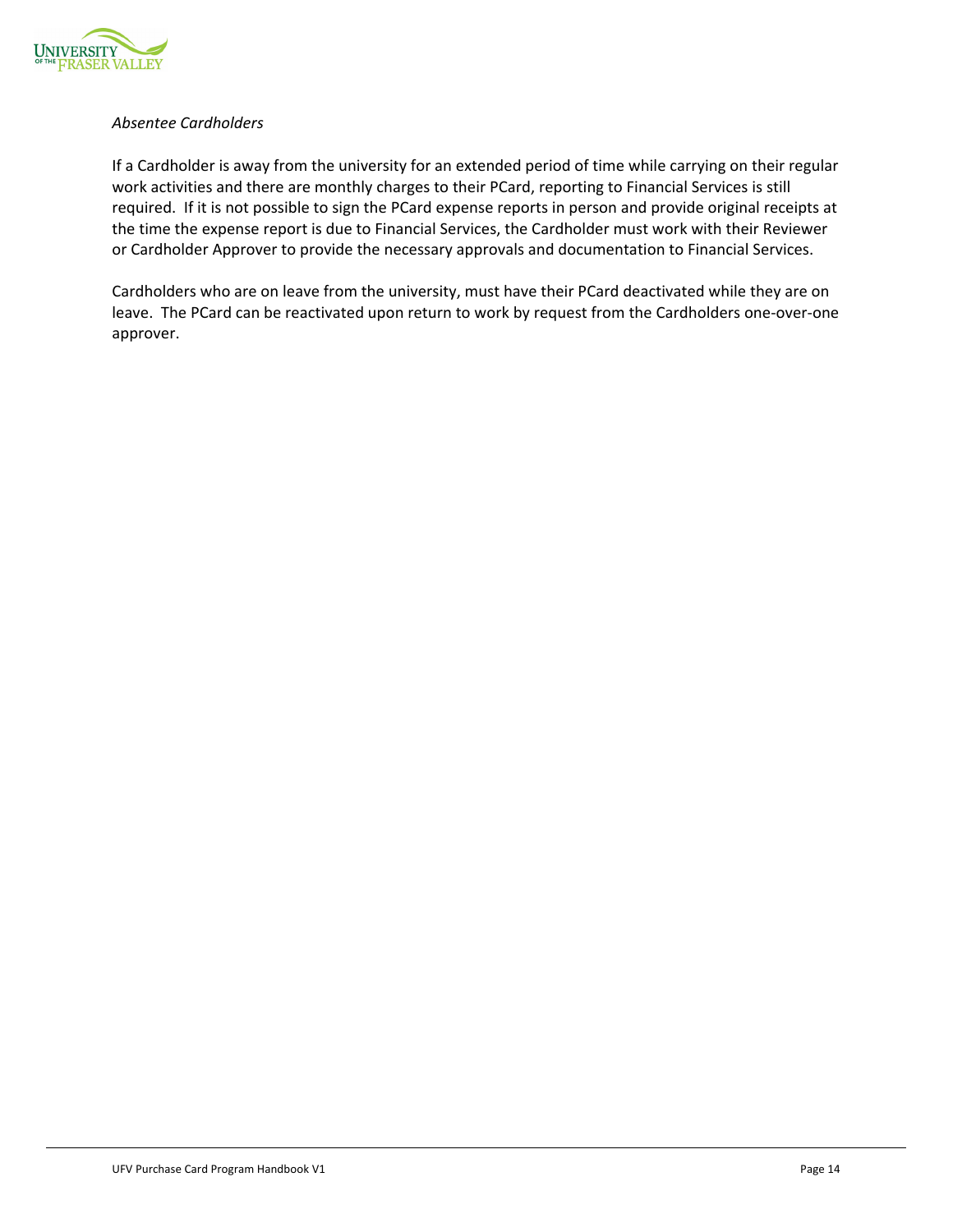*Absentee Cardholders*

If a Cardholder is away from the university for an extended period of time while carrying on their regular work activities and there are monthly charges to their PCard, reporting to Financial Services is still required. If it is not possible to sign the PCard expense reports in person and provide original receipts at the time the expense report is due to Financial Services, the Cardholder must work with their Reviewer or Cardholder Approver to provide the necessary approvals and documentation to Financial Services.

Cardholders who are on leave from the university, must have their PCard deactivated while they are on leave. The PCard can be reactivated upon return to work by request from the Cardholders one-over-one approver.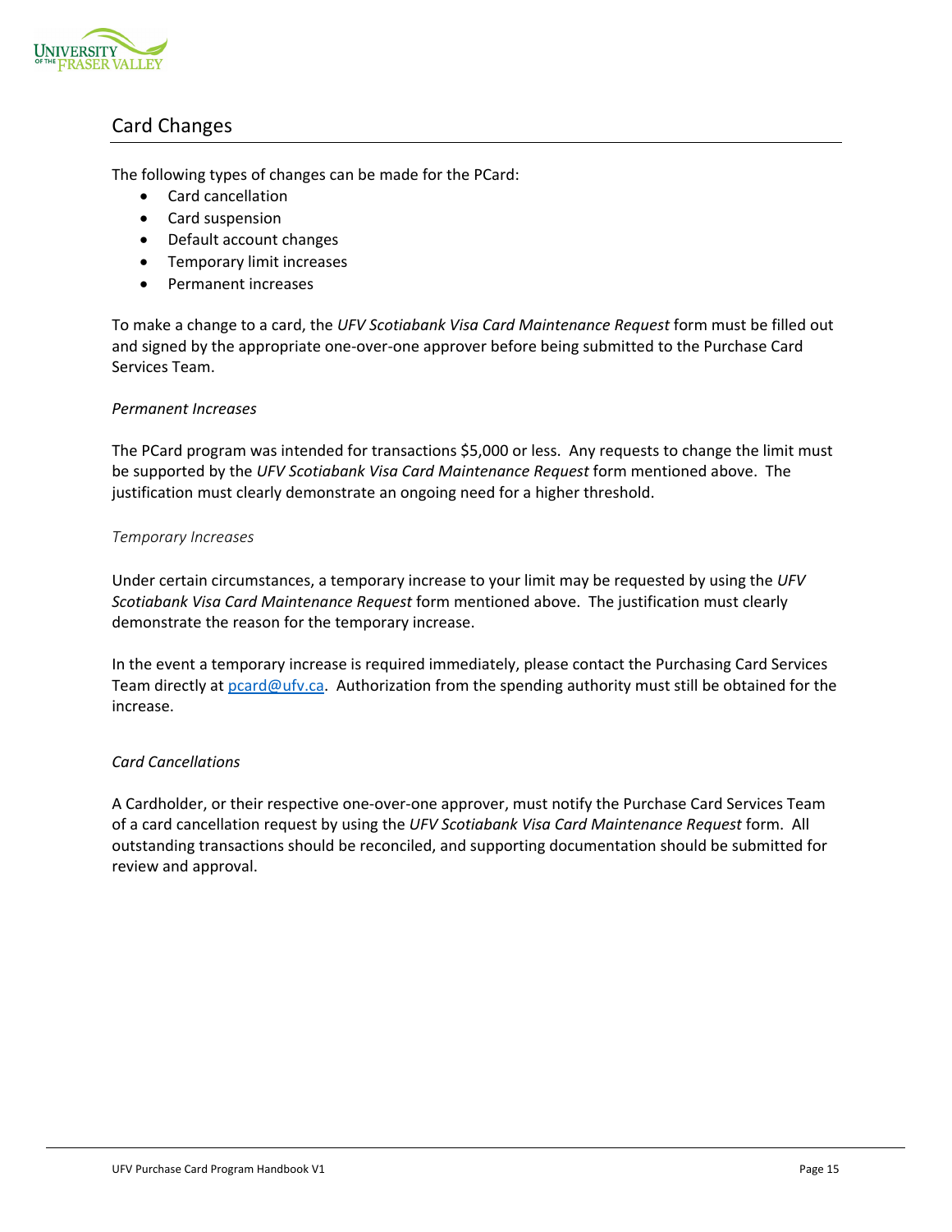## Card Changes

The following types of changes can be made for the PCard:

- Card cancellation
- Card suspension
- Default account changes
- Temporary limit increases
- Permanent increases

To make a change to a card, the *UFV Scotiabank Visa Card Maintenance Request* form must be filled out and signed by the appropriate one-over-one approver before being submitted to the Purchase Card Services Team.

*Permanent Increases*

The PCard program was intended for transactions $5,000 or less. Any requests to change the limit must be supported by the *UFV Scotiabank Visa Card Maintenance Request* form mentioned above. The justification must clearly demonstrate an ongoing need for a higher threshold.

*Temporary Increases*

Under certain circumstances, a temporary increase to your limit may be requested by using the *UFV Scotiabank Visa Card Maintenance Request* form mentioned above. The justification must clearly demonstrate the reason for the temporary increase.

In the event a temporary increase is required immediately, please contact the Purchasing Card Services Team directly at pcard@ufv.ca. Authorization from the spending authority must still be obtained for the increase.

*Card Cancellations*

A Cardholder, or their respective one-over-one approver, must notify the Purchase Card Services Team of a card cancellation request by using the *UFV Scotiabank Visa Card Maintenance Request* form. All outstanding transactions should be reconciled, and supporting documentation should be submitted for review and approval.